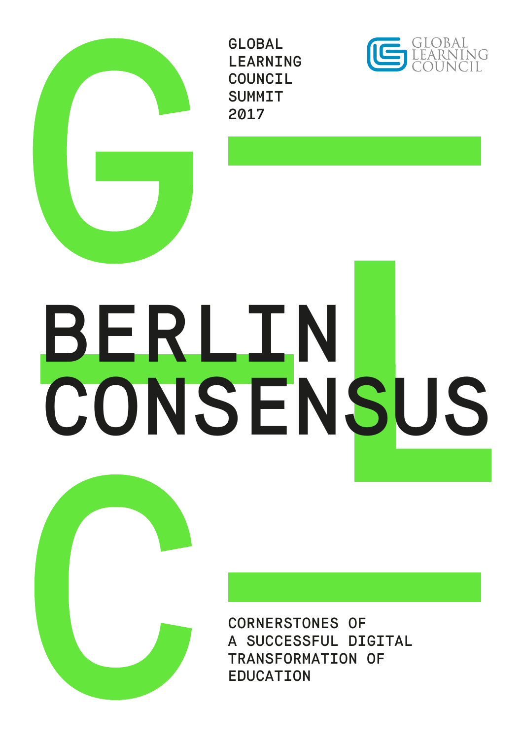GLOBAL LEARNING COUNCIL SUMMIT 2017

GLOBAL LEARNING COUNCIL

# BERLIN CONSENSUS

## CORNERSTONES OF A SUCCESSFUL DIGITAL TRANSFORMATION OF EDUCATION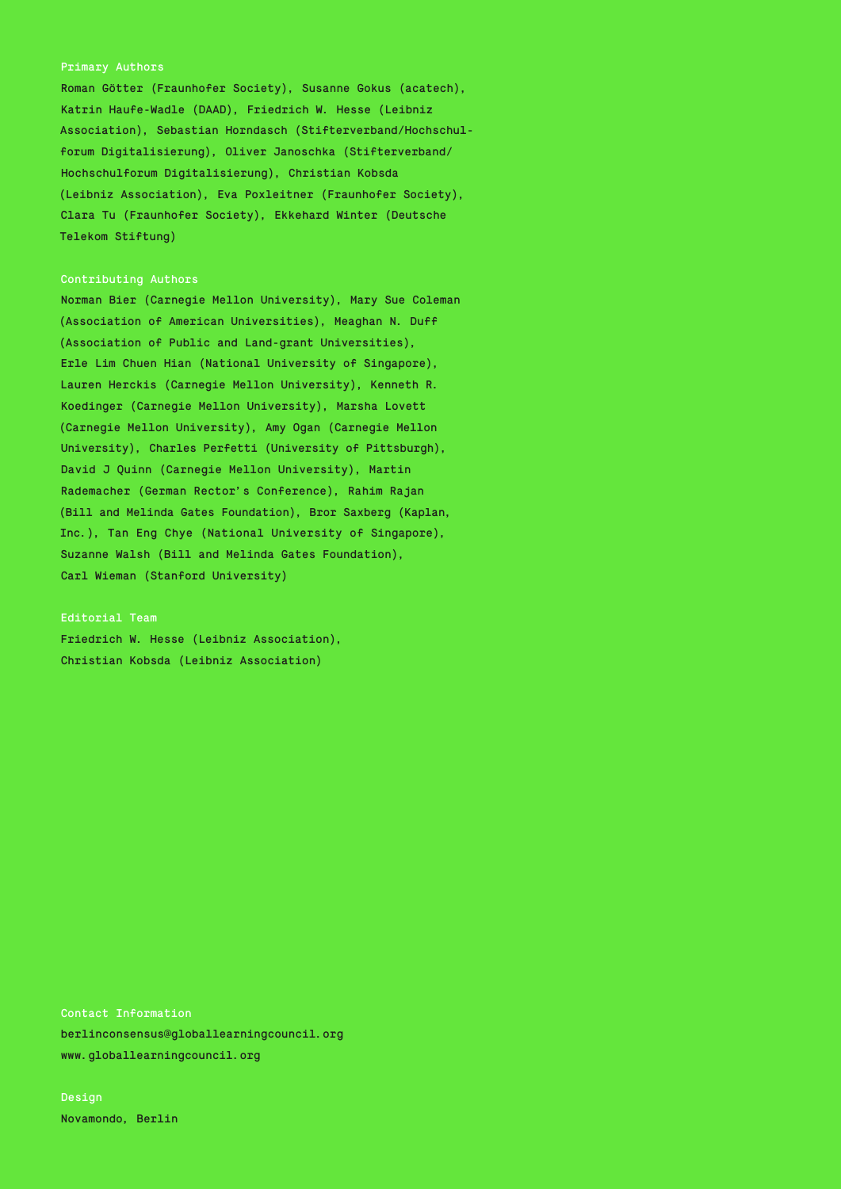## Primary Authors

Roman Götter (Fraunhofer Society), Susanne Gokus (acatech), Katrin Haufe-Wadle (DAAD), Friedrich W. Hesse (Leibniz Association), Sebastian Horndasch (Stifterverband/Hochschulforum Digitalisierung), Oliver Janoschka (Stifterverband/Hochschulforum Digitalisierung), Christian Kobsda (Leibniz Association), Eva Poxleitner (Fraunhofer Society), Clara Tu (Fraunhofer Society), Ekkehard Winter (Deutsche Telekom Stiftung)

## Contributing Authors

Norman Bier (Carnegie Mellon University), Mary Sue Coleman (Association of American Universities), Meaghan N. Duff (Association of Public and Land-grant Universities), Erle Lim Chuen Hian (National University of Singapore), Lauren Herckis (Carnegie Mellon University), Kenneth R. Koedinger (Carnegie Mellon University), Marsha Lovett (Carnegie Mellon University), Amy Ogan (Carnegie Mellon University), Charles Perfetti (University of Pittsburgh), David J Quinn (Carnegie Mellon University), Martin Rademacher (German Rector's Conference), Rahim Rajan (Bill and Melinda Gates Foundation), Bror Saxberg (Kaplan, Inc.), Tan Eng Chye (National University of Singapore), Suzanne Walsh (Bill and Melinda Gates Foundation), Carl Wieman (Stanford University)

## Editorial Team

Friedrich W. Hesse (Leibniz Association), Christian Kobsda (Leibniz Association)

## Contact Information

berlinconsensus@globallearningcouncil.org
www.globallearningcouncil.org

## Design

Novamondo, Berlin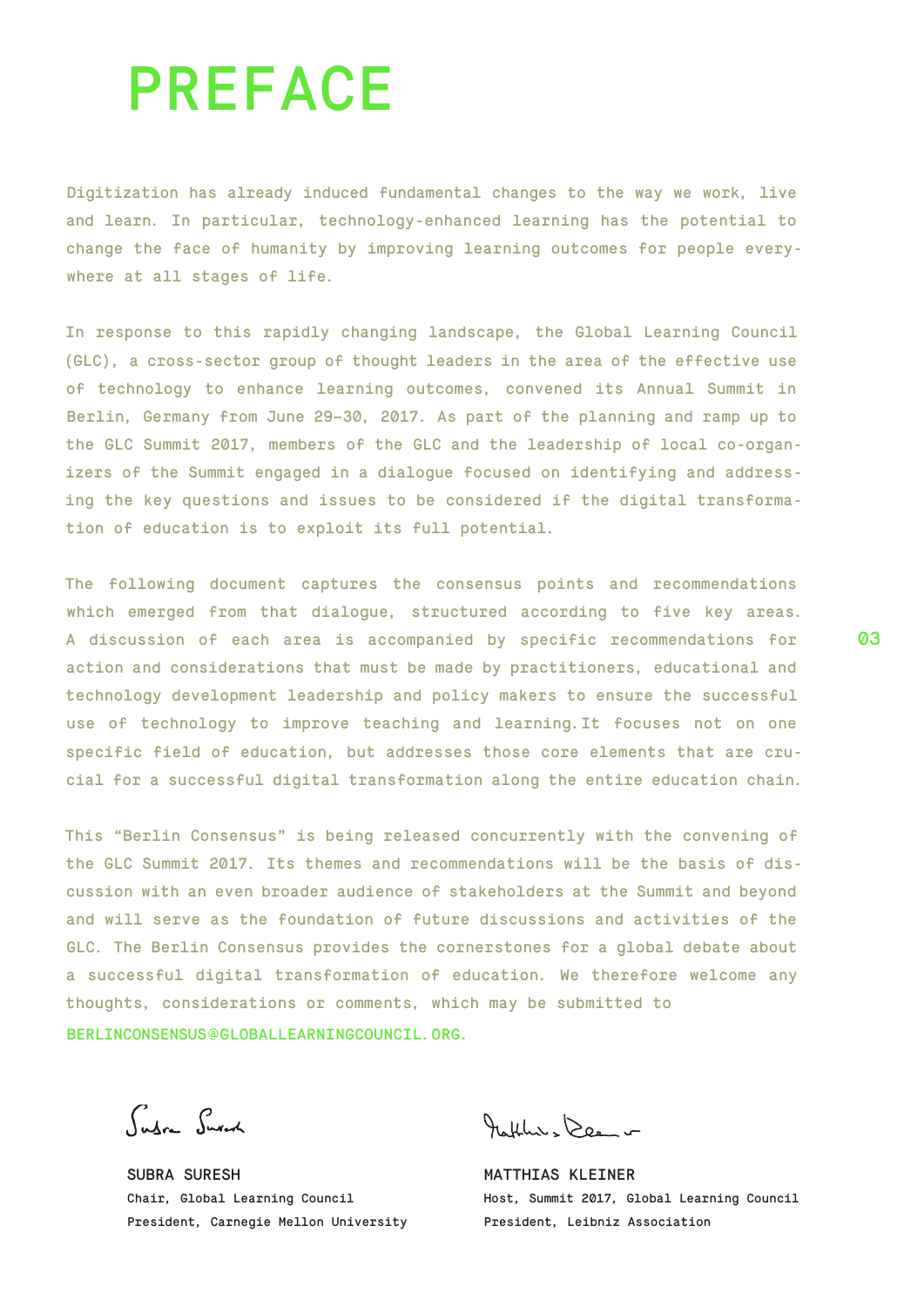# PREFACE

Digitization has already induced fundamental changes to the way we work, live and learn. In particular, technology-enhanced learning has the potential to change the face of humanity by improving learning outcomes for people everywhere at all stages of life.

In response to this rapidly changing landscape, the Global Learning Council (GLC), a cross-sector group of thought leaders in the area of the effective use of technology to enhance learning outcomes, convened its Annual Summit in Berlin, Germany from June 29–30, 2017. As part of the planning and ramp up to the GLC Summit 2017, members of the GLC and the leadership of local co-organizers of the Summit engaged in a dialogue focused on identifying and addressing the key questions and issues to be considered if the digital transformation of education is to exploit its full potential.

The following document captures the consensus points and recommendations which emerged from that dialogue, structured according to five key areas. A discussion of each area is accompanied by specific recommendations for action and considerations that must be made by practitioners, educational and technology development leadership and policy makers to ensure the successful use of technology to improve teaching and learning. It focuses not on one specific field of education, but addresses those core elements that are crucial for a successful digital transformation along the entire education chain.

This "Berlin Consensus" is being released concurrently with the convening of the GLC Summit 2017. Its themes and recommendations will be the basis of discussion with an even broader audience of stakeholders at the Summit and beyond and will serve as the foundation of future discussions and activities of the GLC. The Berlin Consensus provides the cornerstones for a global debate about a successful digital transformation of education. We therefore welcome any thoughts, considerations or comments, which may be submitted to BERLINCONSENSUS@GLOBALLEARNINGCOUNCIL.ORG.

SUBRA SURESH
Chair, Global Learning Council
President, Carnegie Mellon University

MATTHIAS KLEINER
Host, Summit 2017, Global Learning Council
President, Leibniz Association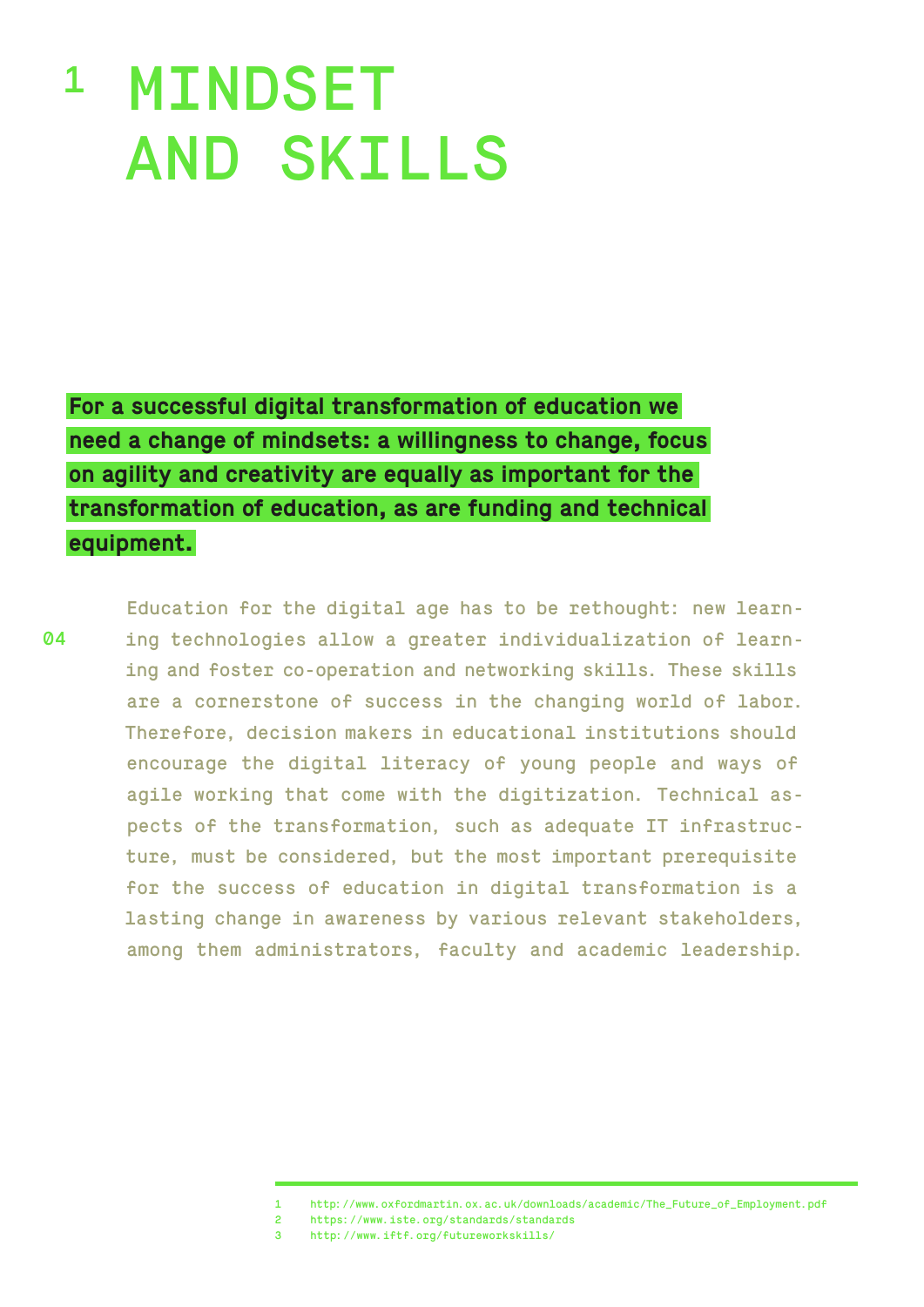# 1 MINDSET AND SKILLS

**For a successful digital transformation of education we need a change of mindsets: a willingness to change, focus on agility and creativity are equally as important for the transformation of education, as are funding and technical equipment.**

Education for the digital age has to be rethought: new learning technologies allow a greater individualization of learning and foster co-operation and networking skills. These skills are a cornerstone of success in the changing world of labor. Therefore, decision makers in educational institutions should encourage the digital literacy of young people and ways of agile working that come with the digitization. Technical aspects of the transformation, such as adequate IT infrastructure, must be considered, but the most important prerequisite for the success of education in digital transformation is a lasting change in awareness by various relevant stakeholders, among them administrators, faculty and academic leadership.

1 http://www.oxfordmartin.ox.ac.uk/downloads/academic/The_Future_of_Employment.pdf
2 https://www.iste.org/standards/standards
3 http://www.iftf.org/futureworkskills/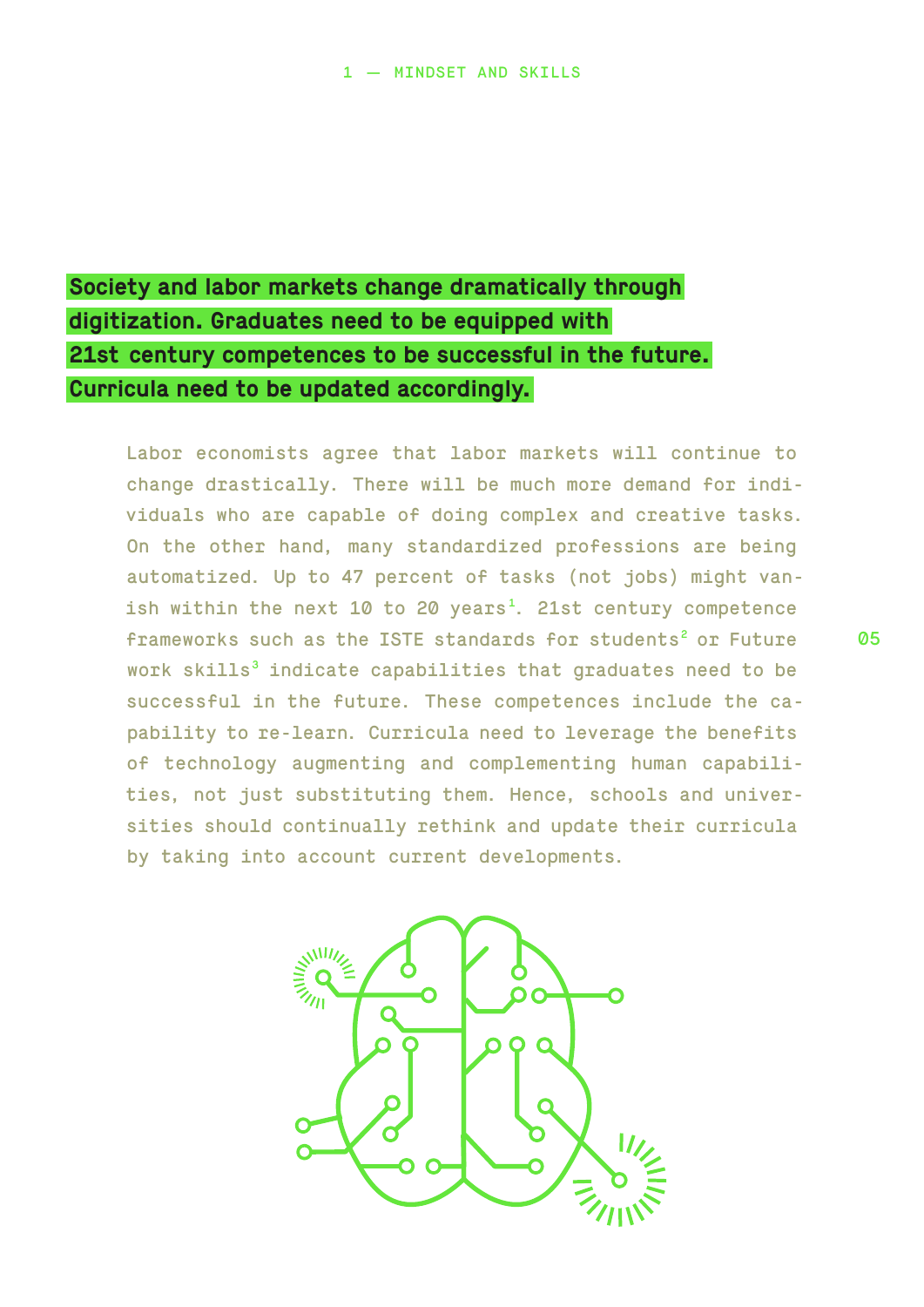**Society and labor markets change dramatically through digitization. Graduates need to be equipped with 21st century competences to be successful in the future. Curricula need to be updated accordingly.**

Labor economists agree that labor markets will continue to change drastically. There will be much more demand for individuals who are capable of doing complex and creative tasks. On the other hand, many standardized professions are being automatized. Up to 47 percent of tasks (not jobs) might vanish within the next 10 to 20 years[1]. 21st century competence frameworks such as the ISTE standards for students[2] or Future work skills[3] indicate capabilities that graduates need to be successful in the future. These competences include the capability to re-learn. Curricula need to leverage the benefits of technology augmenting and complementing human capabilities, not just substituting them. Hence, schools and universities should continually rethink and update their curricula by taking into account current developments.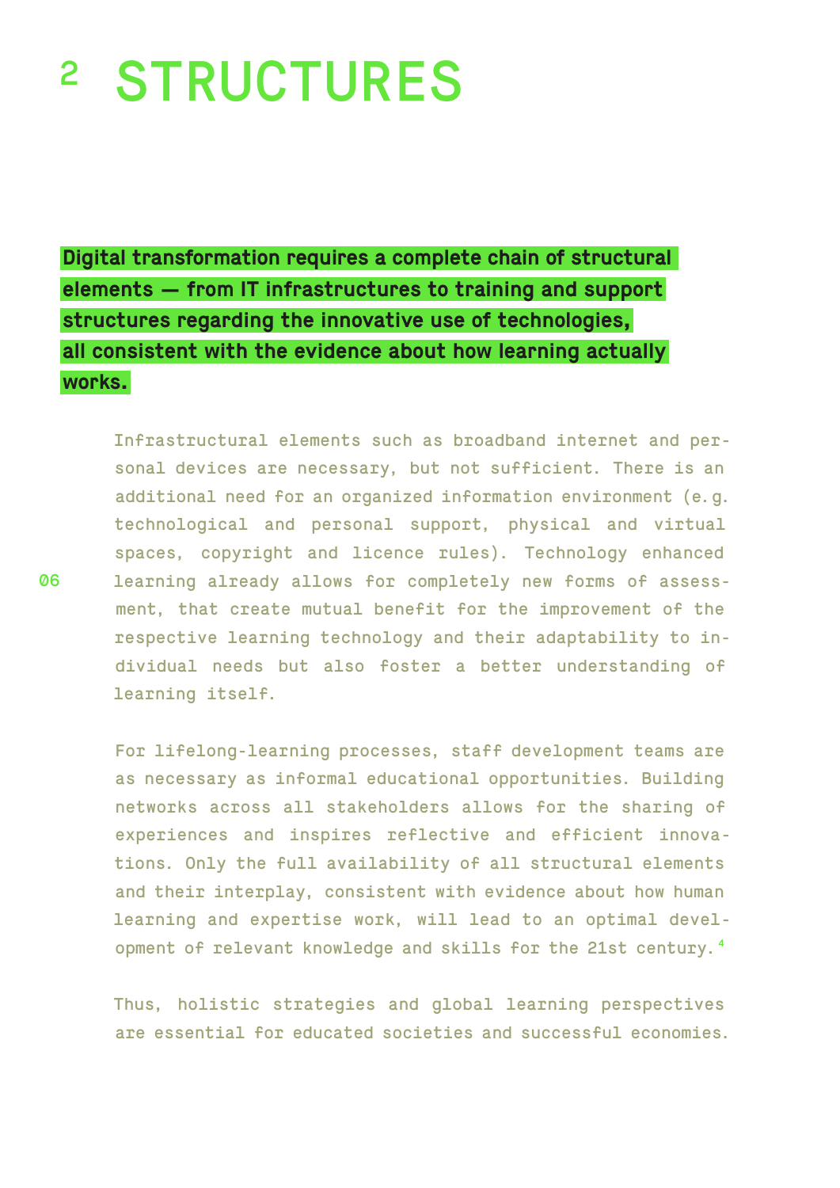# 2 STRUCTURES

**Digital transformation requires a complete chain of structural elements — from IT infrastructures to training and support structures regarding the innovative use of technologies, all consistent with the evidence about how learning actually works.**

Infrastructural elements such as broadband internet and personal devices are necessary, but not sufficient. There is an additional need for an organized information environment (e.g. technological and personal support, physical and virtual spaces, copyright and licence rules). Technology enhanced learning already allows for completely new forms of assessment, that create mutual benefit for the improvement of the respective learning technology and their adaptability to individual needs but also foster a better understanding of learning itself.

For lifelong-learning processes, staff development teams are as necessary as informal educational opportunities. Building networks across all stakeholders allows for the sharing of experiences and inspires reflective and efficient innovations. Only the full availability of all structural elements and their interplay, consistent with evidence about how human learning and expertise work, will lead to an optimal development of relevant knowledge and skills for the 21st century.[4]

Thus, holistic strategies and global learning perspectives are essential for educated societies and successful economies.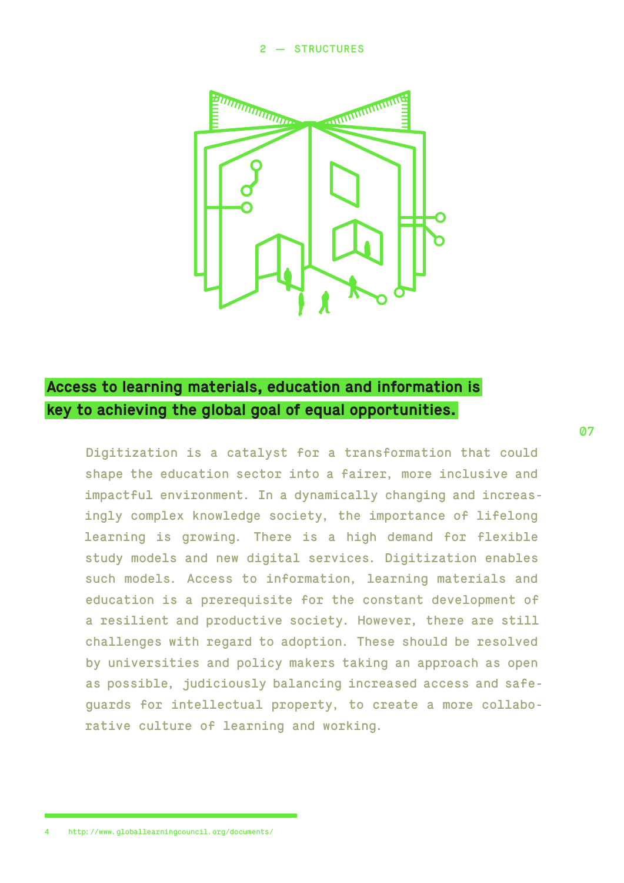**Access to learning materials, education and information is key to achieving the global goal of equal opportunities.**

Digitization is a catalyst for a transformation that could shape the education sector into a fairer, more inclusive and impactful environment. In a dynamically changing and increasingly complex knowledge society, the importance of lifelong learning is growing. There is a high demand for flexible study models and new digital services. Digitization enables such models. Access to information, learning materials and education is a prerequisite for the constant development of a resilient and productive society. However, there are still challenges with regard to adoption. These should be resolved by universities and policy makers taking an approach as open as possible, judiciously balancing increased access and safeguards for intellectual property, to create a more collaborative culture of learning and working.

---

4 http://www.globallearningcouncil.org/documents/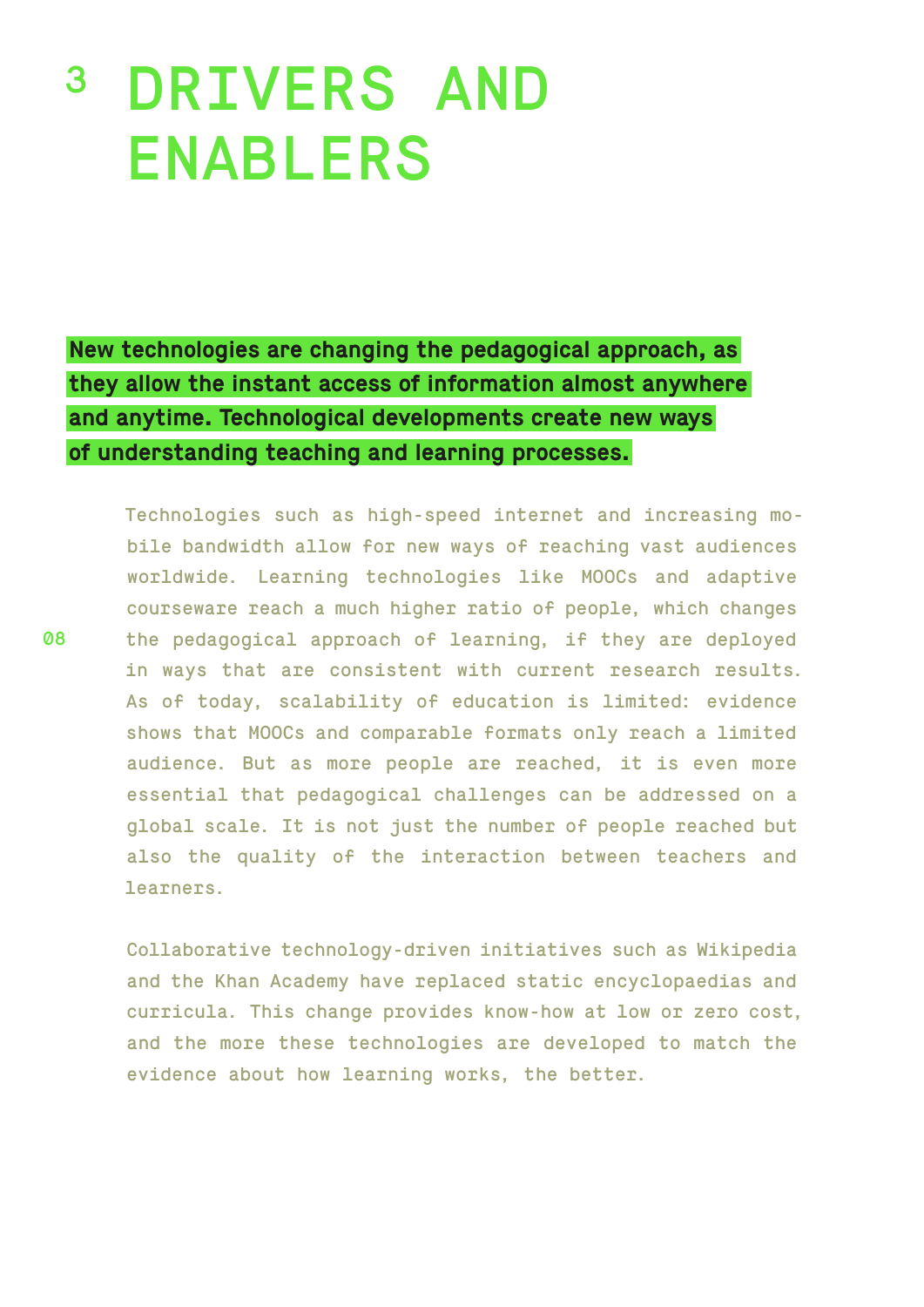# 3 DRIVERS AND ENABLERS

**New technologies are changing the pedagogical approach, as they allow the instant access of information almost anywhere and anytime. Technological developments create new ways of understanding teaching and learning processes.**

Technologies such as high-speed internet and increasing mobile bandwidth allow for new ways of reaching vast audiences worldwide. Learning technologies like MOOCs and adaptive courseware reach a much higher ratio of people, which changes the pedagogical approach of learning, if they are deployed in ways that are consistent with current research results. As of today, scalability of education is limited: evidence shows that MOOCs and comparable formats only reach a limited audience. But as more people are reached, it is even more essential that pedagogical challenges can be addressed on a global scale. It is not just the number of people reached but also the quality of the interaction between teachers and learners.

Collaborative technology-driven initiatives such as Wikipedia and the Khan Academy have replaced static encyclopaedias and curricula. This change provides know-how at low or zero cost, and the more these technologies are developed to match the evidence about how learning works, the better.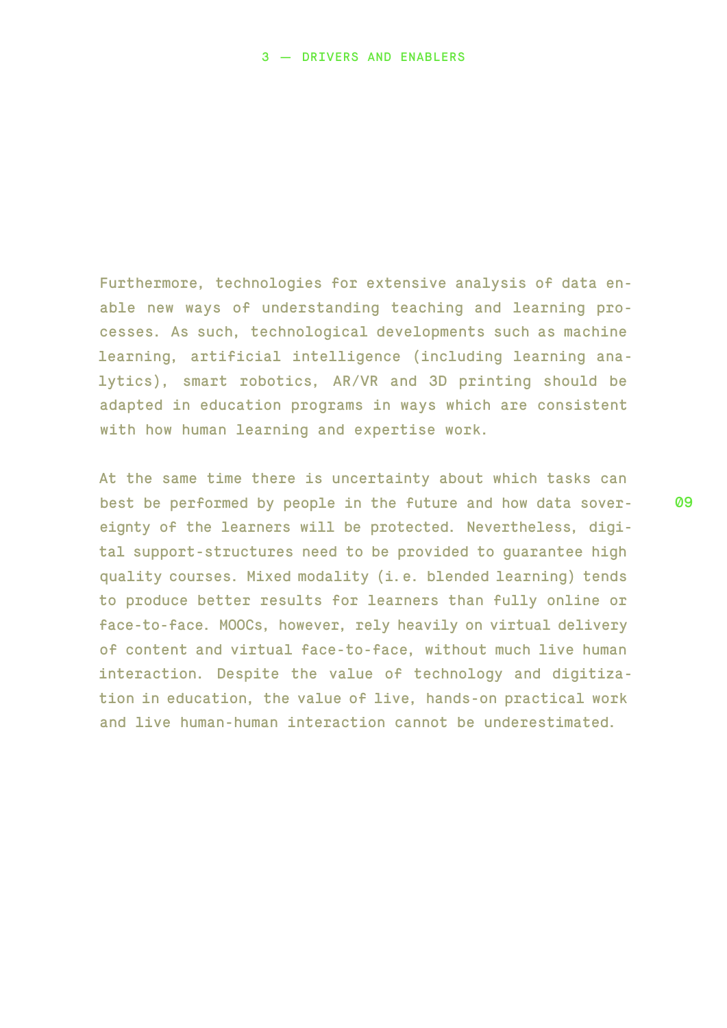Furthermore, technologies for extensive analysis of data enable new ways of understanding teaching and learning processes. As such, technological developments such as machine learning, artificial intelligence (including learning analytics), smart robotics, AR/VR and 3D printing should be adapted in education programs in ways which are consistent with how human learning and expertise work.

At the same time there is uncertainty about which tasks can best be performed by people in the future and how data sovereignty of the learners will be protected. Nevertheless, digital support-structures need to be provided to guarantee high quality courses. Mixed modality (i.e. blended learning) tends to produce better results for learners than fully online or face-to-face. MOOCs, however, rely heavily on virtual delivery of content and virtual face-to-face, without much live human interaction. Despite the value of technology and digitization in education, the value of live, hands-on practical work and live human-human interaction cannot be underestimated.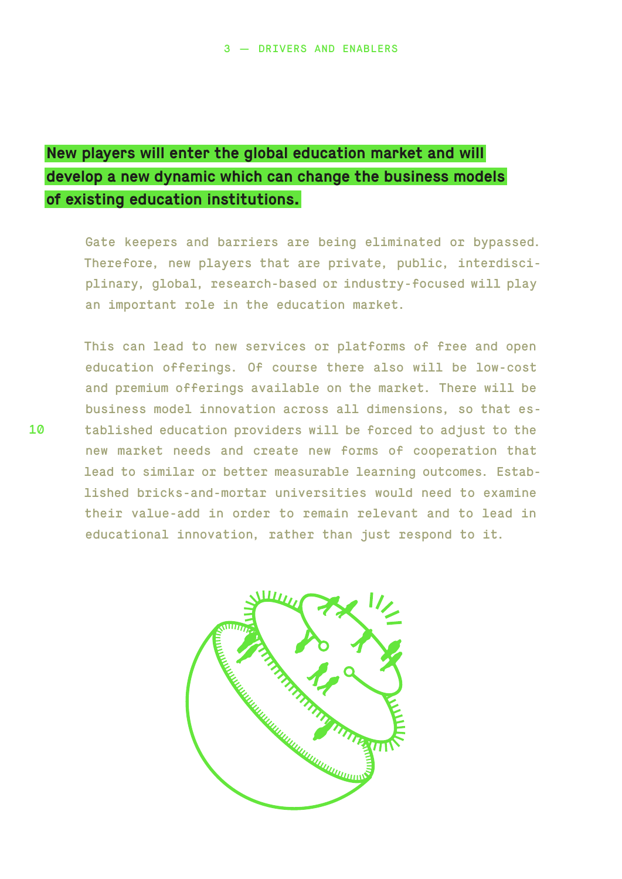**New players will enter the global education market and will develop a new dynamic which can change the business models of existing education institutions.**

Gate keepers and barriers are being eliminated or bypassed. Therefore, new players that are private, public, interdisciplinary, global, research-based or industry-focused will play an important role in the education market.

This can lead to new services or platforms of free and open education offerings. Of course there also will be low-cost and premium offerings available on the market. There will be business model innovation across all dimensions, so that established education providers will be forced to adjust to the new market needs and create new forms of cooperation that lead to similar or better measurable learning outcomes. Established bricks-and-mortar universities would need to examine their value-add in order to remain relevant and to lead in educational innovation, rather than just respond to it.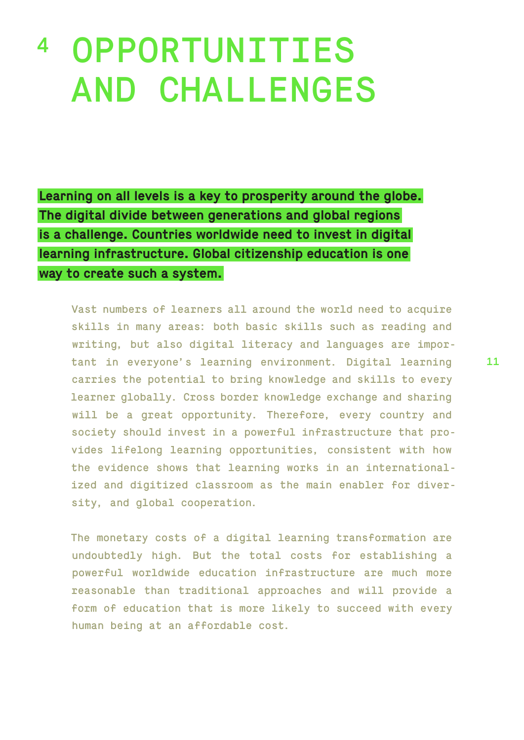# 4 OPPORTUNITIES AND CHALLENGES

**Learning on all levels is a key to prosperity around the globe. The digital divide between generations and global regions is a challenge. Countries worldwide need to invest in digital learning infrastructure. Global citizenship education is one way to create such a system.**

Vast numbers of learners all around the world need to acquire skills in many areas: both basic skills such as reading and writing, but also digital literacy and languages are important in everyone's learning environment. Digital learning carries the potential to bring knowledge and skills to every learner globally. Cross border knowledge exchange and sharing will be a great opportunity. Therefore, every country and society should invest in a powerful infrastructure that provides lifelong learning opportunities, consistent with how the evidence shows that learning works in an internationalized and digitized classroom as the main enabler for diversity, and global cooperation.

The monetary costs of a digital learning transformation are undoubtedly high. But the total costs for establishing a powerful worldwide education infrastructure are much more reasonable than traditional approaches and will provide a form of education that is more likely to succeed with every human being at an affordable cost.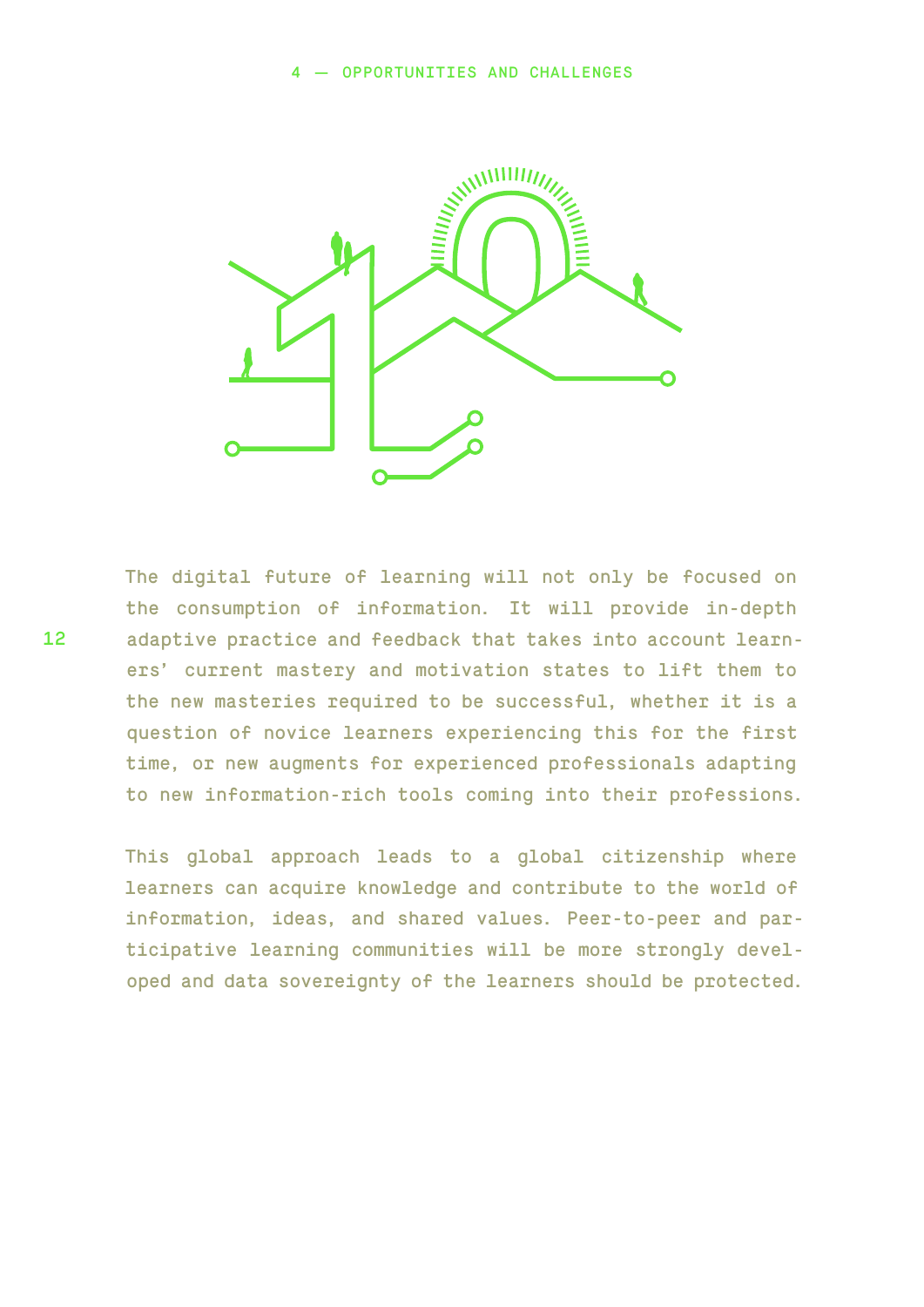The digital future of learning will not only be focused on the consumption of information. It will provide in-depth adaptive practice and feedback that takes into account learners' current mastery and motivation states to lift them to the new masteries required to be successful, whether it is a question of novice learners experiencing this for the first time, or new augments for experienced professionals adapting to new information-rich tools coming into their professions.

This global approach leads to a global citizenship where learners can acquire knowledge and contribute to the world of information, ideas, and shared values. Peer-to-peer and participative learning communities will be more strongly developed and data sovereignty of the learners should be protected.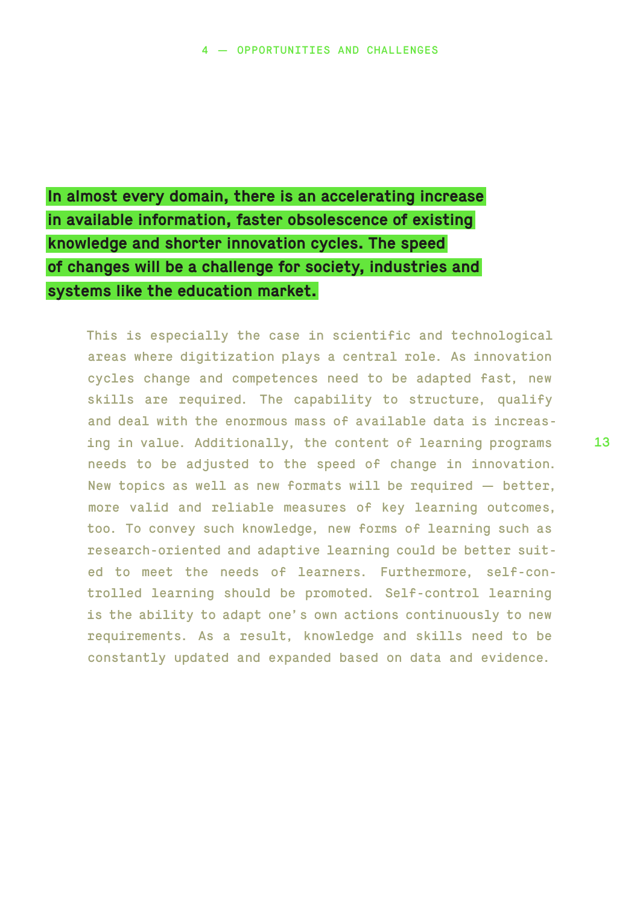**In almost every domain, there is an accelerating increase in available information, faster obsolescence of existing knowledge and shorter innovation cycles. The speed of changes will be a challenge for society, industries and systems like the education market.**

This is especially the case in scientific and technological areas where digitization plays a central role. As innovation cycles change and competences need to be adapted fast, new skills are required. The capability to structure, qualify and deal with the enormous mass of available data is increasing in value. Additionally, the content of learning programs needs to be adjusted to the speed of change in innovation. New topics as well as new formats will be required — better, more valid and reliable measures of key learning outcomes, too. To convey such knowledge, new forms of learning such as research-oriented and adaptive learning could be better suited to meet the needs of learners. Furthermore, self-controlled learning should be promoted. Self-control learning is the ability to adapt one's own actions continuously to new requirements. As a result, knowledge and skills need to be constantly updated and expanded based on data and evidence.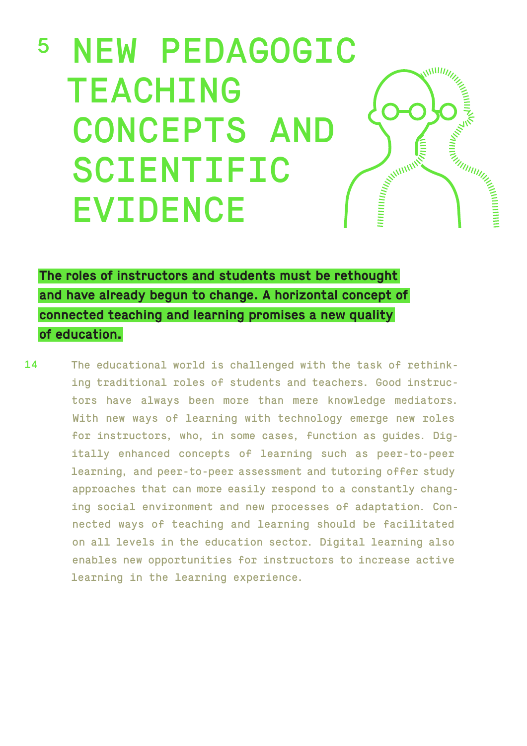# 5 NEW PEDAGOGIC TEACHING CONCEPTS AND SCIENTIFIC EVIDENCE

**The roles of instructors and students must be rethought and have already begun to change. A horizontal concept of connected teaching and learning promises a new quality of education.**

The educational world is challenged with the task of rethinking traditional roles of students and teachers. Good instructors have always been more than mere knowledge mediators. With new ways of learning with technology emerge new roles for instructors, who, in some cases, function as guides. Digitally enhanced concepts of learning such as peer-to-peer learning, and peer-to-peer assessment and tutoring offer study approaches that can more easily respond to a constantly changing social environment and new processes of adaptation. Connected ways of teaching and learning should be facilitated on all levels in the education sector. Digital learning also enables new opportunities for instructors to increase active learning in the learning experience.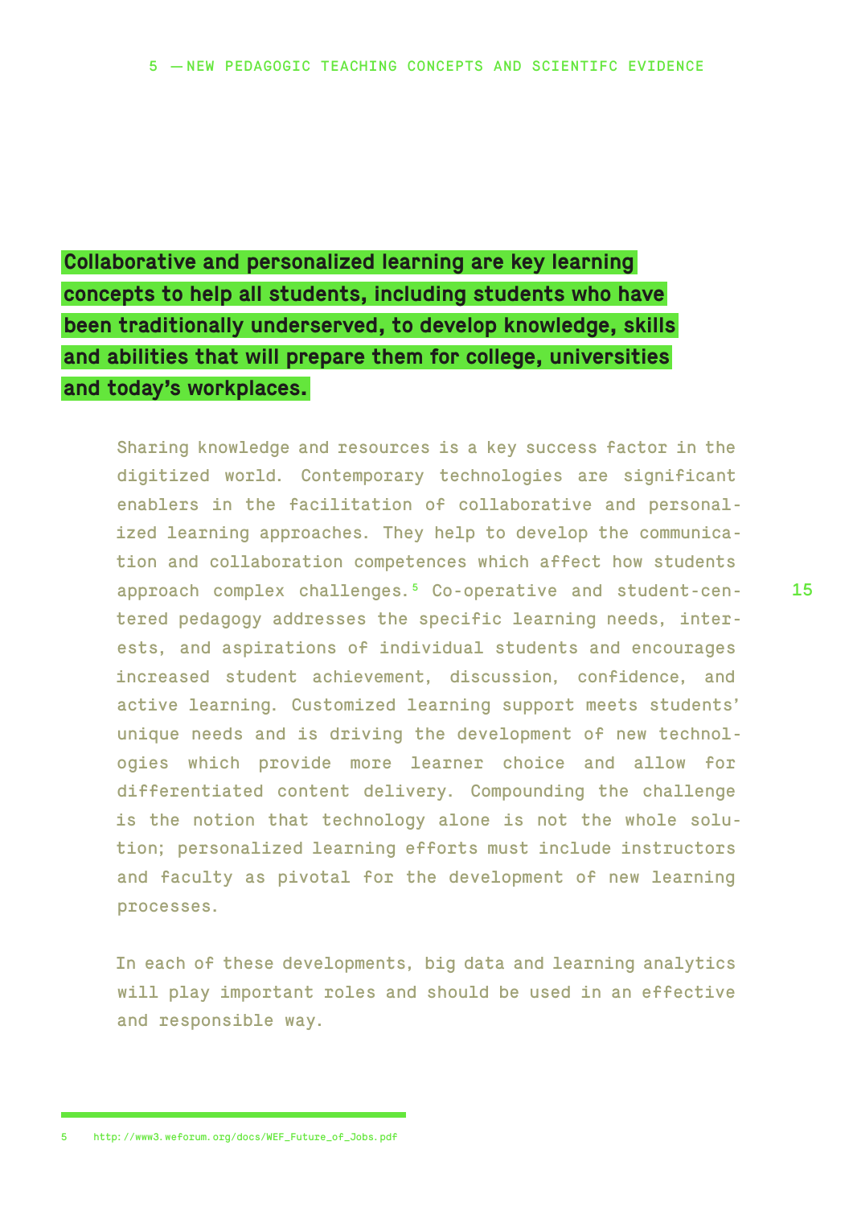**Collaborative and personalized learning are key learning concepts to help all students, including students who have been traditionally underserved, to develop knowledge, skills and abilities that will prepare them for college, universities and today's workplaces.**

Sharing knowledge and resources is a key success factor in the digitized world. Contemporary technologies are significant enablers in the facilitation of collaborative and personalized learning approaches. They help to develop the communication and collaboration competences which affect how students approach complex challenges.[5] Co-operative and student-centered pedagogy addresses the specific learning needs, interests, and aspirations of individual students and encourages increased student achievement, discussion, confidence, and active learning. Customized learning support meets students' unique needs and is driving the development of new technologies which provide more learner choice and allow for differentiated content delivery. Compounding the challenge is the notion that technology alone is not the whole solution; personalized learning efforts must include instructors and faculty as pivotal for the development of new learning processes.

In each of these developments, big data and learning analytics will play important roles and should be used in an effective and responsible way.

5 http://www3.weforum.org/docs/WEF_Future_of_Jobs.pdf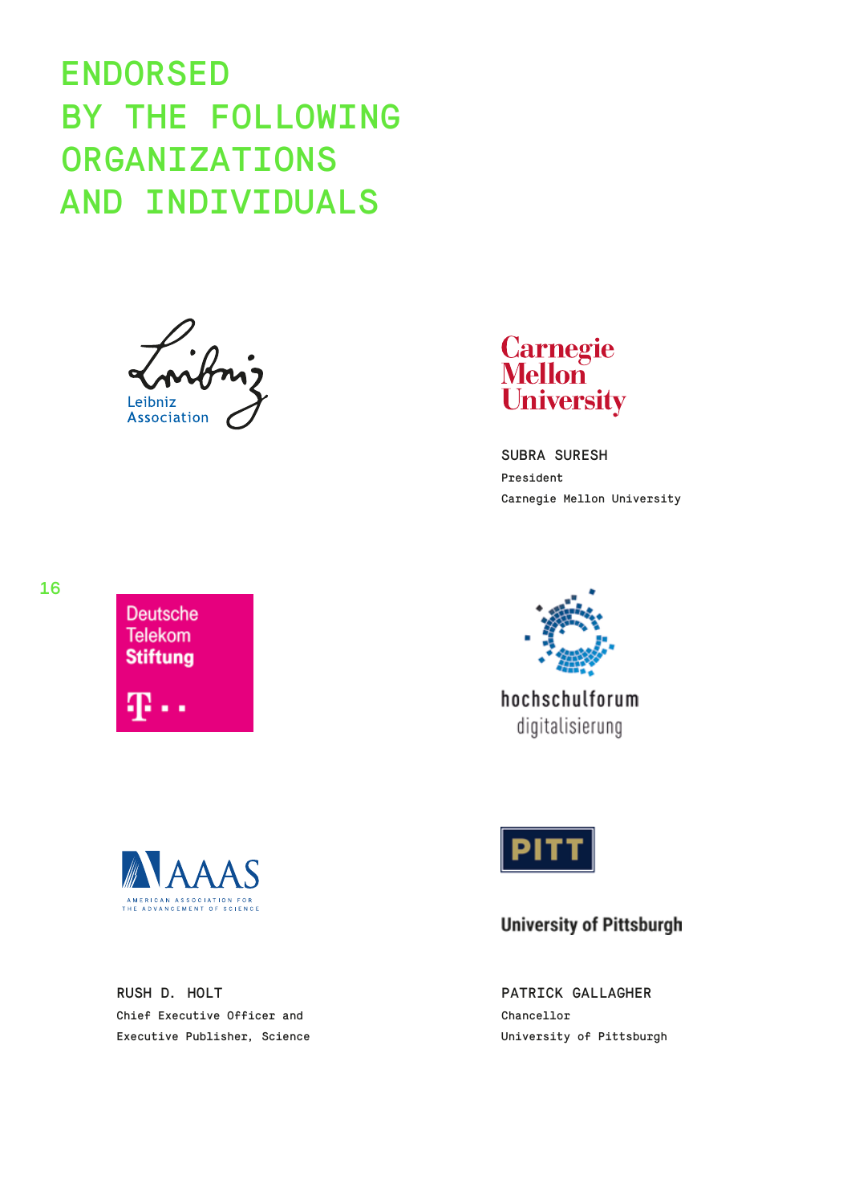# ENDORSED BY THE FOLLOWING ORGANIZATIONS AND INDIVIDUALS

Leibniz Association

Carnegie Mellon University

SUBRA SURESH
President
Carnegie Mellon University

Deutsche Telekom Stiftung

hochschulforum digitalisierung

AAAS
AMERICAN ASSOCIATION FOR THE ADVANCEMENT OF SCIENCE

PITT
University of Pittsburgh

RUSH D. HOLT
Chief Executive Officer and
Executive Publisher, Science

PATRICK GALLAGHER
Chancellor
University of Pittsburgh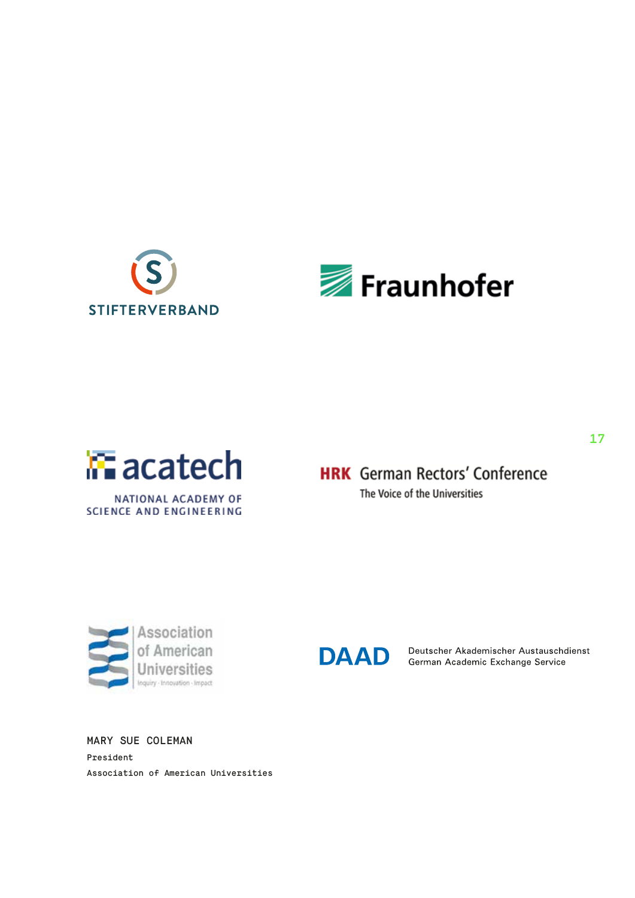STIFTERVERBAND

Fraunhofer

acatech

NATIONAL ACADEMY OF SCIENCE AND ENGINEERING

HRK German Rectors' Conference

The Voice of the Universities

Association of American Universities

Inquiry · Innovation · Impact

DAAD

Deutscher Akademischer Austauschdienst
German Academic Exchange Service

MARY SUE COLEMAN
President
Association of American Universities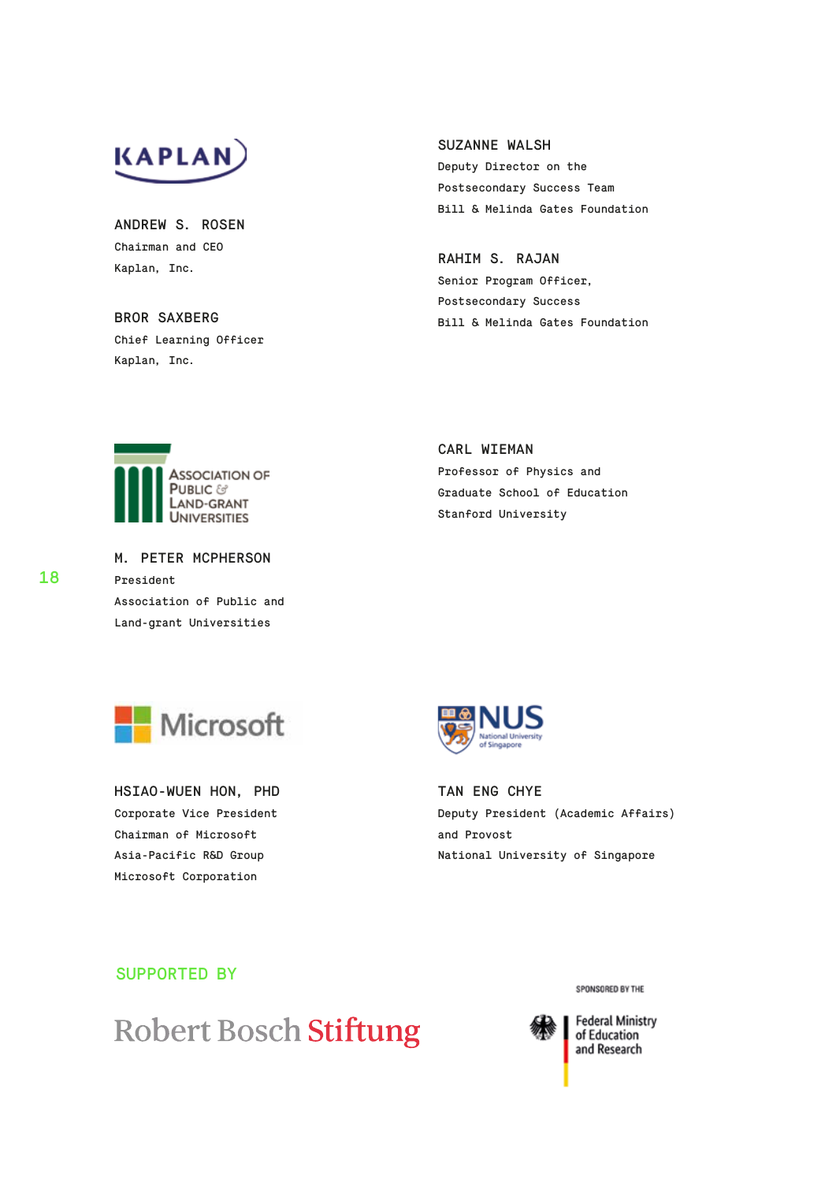KAPLAN

ANDREW S. ROSEN
Chairman and CEO
Kaplan, Inc.

BROR SAXBERG
Chief Learning Officer
Kaplan, Inc.

SUZANNE WALSH
Deputy Director on the
Postsecondary Success Team
Bill & Melinda Gates Foundation

RAHIM S. RAJAN
Senior Program Officer,
Postsecondary Success
Bill & Melinda Gates Foundation

ASSOCIATION OF PUBLIC & LAND-GRANT UNIVERSITIES

M. PETER MCPHERSON
President
Association of Public and
Land-grant Universities

CARL WIEMAN
Professor of Physics and
Graduate School of Education
Stanford University

Microsoft

HSIAO-WUEN HON, PHD
Corporate Vice President
Chairman of Microsoft
Asia-Pacific R&D Group
Microsoft Corporation

NUS National University of Singapore

TAN ENG CHYE
Deputy President (Academic Affairs)
and Provost
National University of Singapore

SUPPORTED BY

Robert Bosch Stiftung

SPONSORED BY THE

Federal Ministry
of Education
and Research